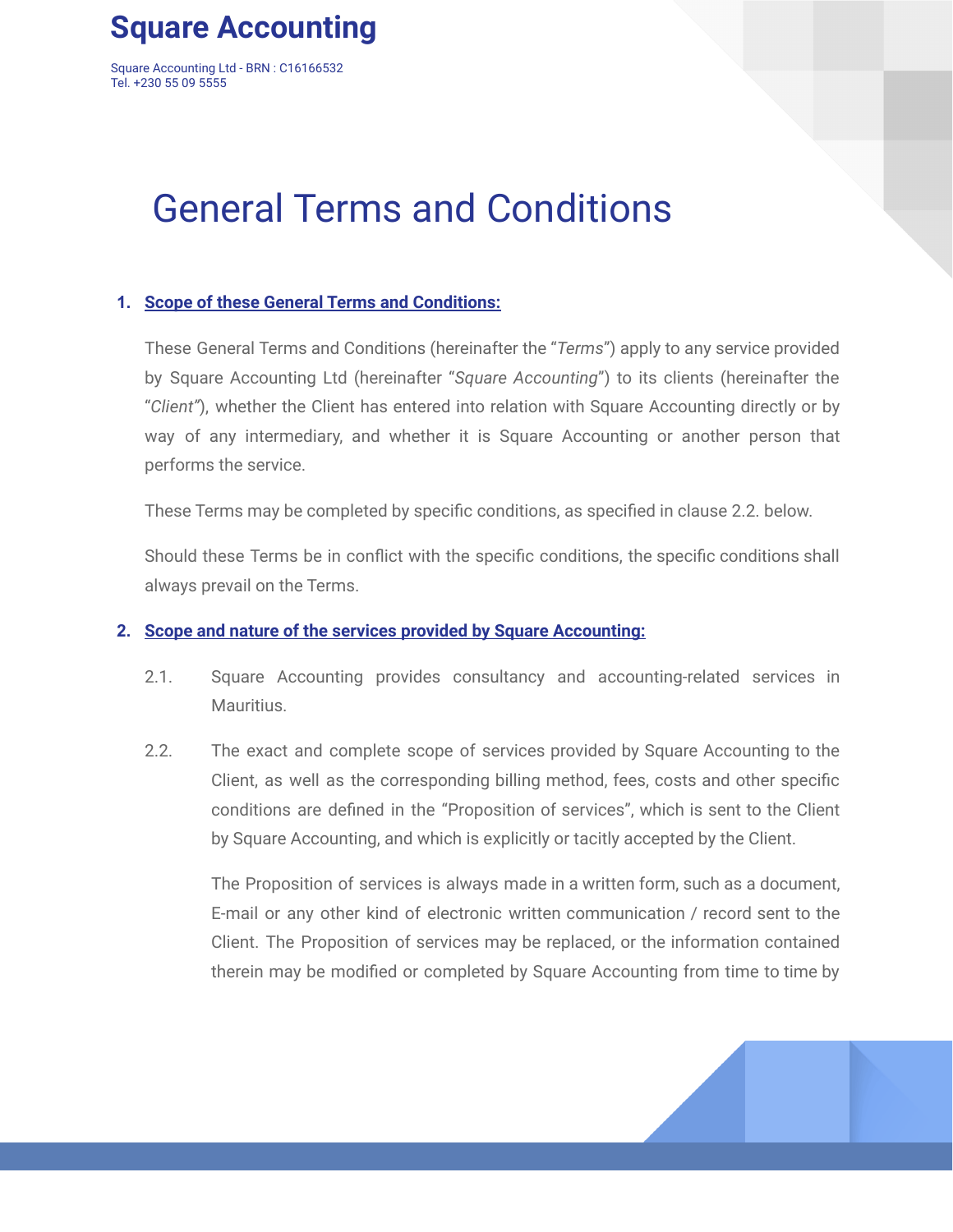# Square Accounting

Square Accounting Ltd - BRN : C16166532
Tel. +230 55 09 5555

# General Terms and Conditions

## 1. Scope of these General Terms and Conditions:

These General Terms and Conditions (hereinafter the "*Terms*") apply to any service provided by Square Accounting Ltd (hereinafter "*Square Accounting*") to its clients (hereinafter the "*Client"*), whether the Client has entered into relation with Square Accounting directly or by way of any intermediary, and whether it is Square Accounting or another person that performs the service.

These Terms may be completed by specific conditions, as specified in clause 2.2. below.

Should these Terms be in conflict with the specific conditions, the specific conditions shall always prevail on the Terms.

## 2. Scope and nature of the services provided by Square Accounting:

2.1. Square Accounting provides consultancy and accounting-related services in Mauritius.

2.2. The exact and complete scope of services provided by Square Accounting to the Client, as well as the corresponding billing method, fees, costs and other specific conditions are defined in the "Proposition of services", which is sent to the Client by Square Accounting, and which is explicitly or tacitly accepted by the Client.

The Proposition of services is always made in a written form, such as a document, E-mail or any other kind of electronic written communication / record sent to the Client. The Proposition of services may be replaced, or the information contained therein may be modified or completed by Square Accounting from time to time by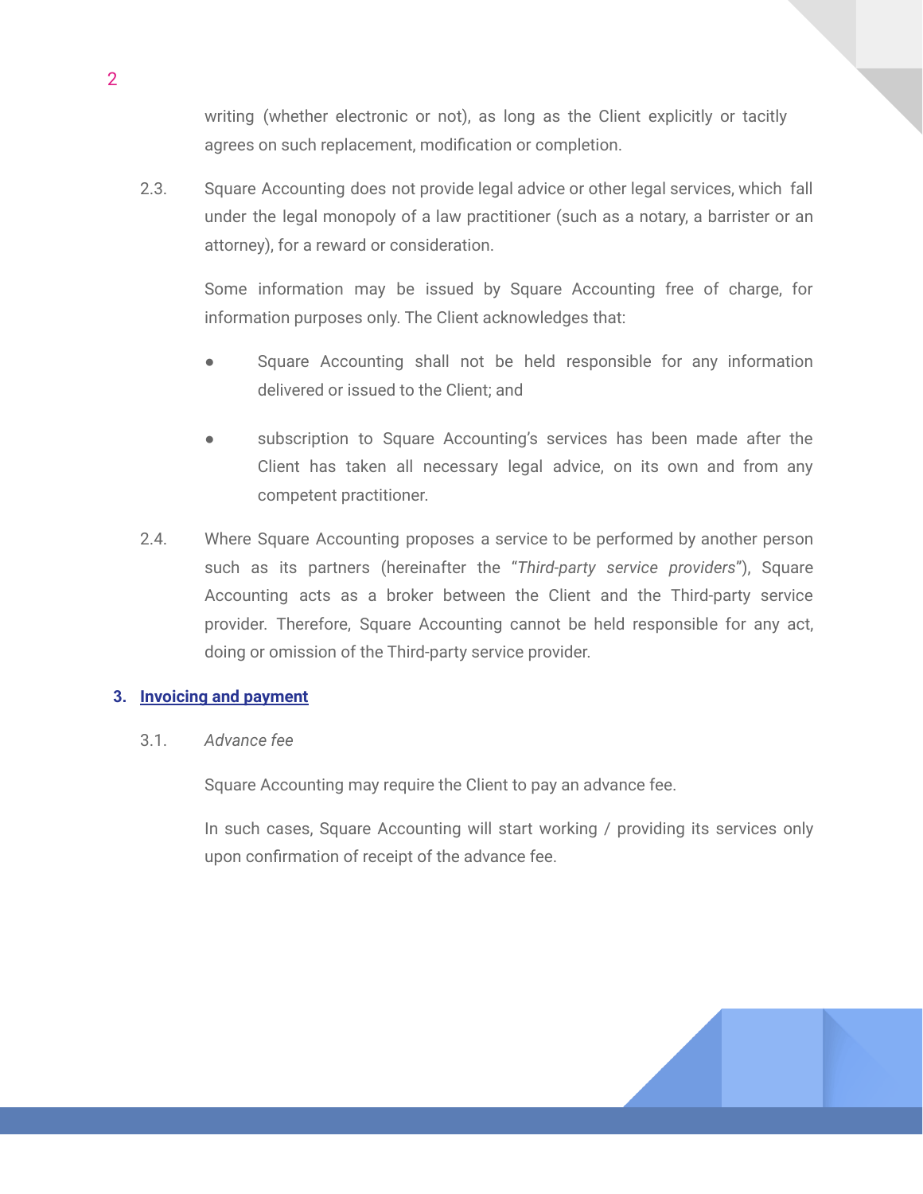writing (whether electronic or not), as long as the Client explicitly or tacitly agrees on such replacement, modification or completion.

2.3. Square Accounting does not provide legal advice or other legal services, which fall under the legal monopoly of a law practitioner (such as a notary, a barrister or an attorney), for a reward or consideration.

Some information may be issued by Square Accounting free of charge, for information purposes only. The Client acknowledges that:

- Square Accounting shall not be held responsible for any information delivered or issued to the Client; and
- subscription to Square Accounting's services has been made after the Client has taken all necessary legal advice, on its own and from any competent practitioner.

2.4. Where Square Accounting proposes a service to be performed by another person such as its partners (hereinafter the "*Third-party service providers*"), Square Accounting acts as a broker between the Client and the Third-party service provider. Therefore, Square Accounting cannot be held responsible for any act, doing or omission of the Third-party service provider.

## 3. Invoicing and payment

3.1. *Advance fee*

Square Accounting may require the Client to pay an advance fee.

In such cases, Square Accounting will start working / providing its services only upon confirmation of receipt of the advance fee.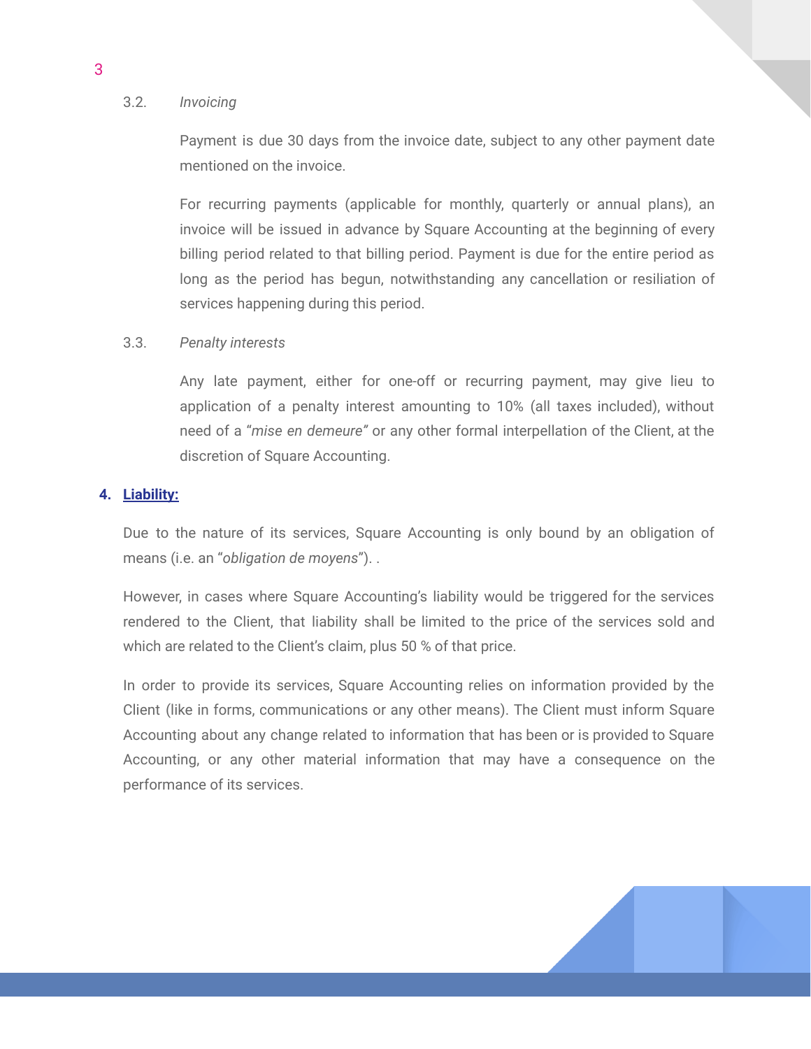### 3.2. *Invoicing*

Payment is due 30 days from the invoice date, subject to any other payment date mentioned on the invoice.

For recurring payments (applicable for monthly, quarterly or annual plans), an invoice will be issued in advance by Square Accounting at the beginning of every billing period related to that billing period. Payment is due for the entire period as long as the period has begun, notwithstanding any cancellation or resiliation of services happening during this period.

### 3.3. *Penalty interests*

Any late payment, either for one-off or recurring payment, may give lieu to application of a penalty interest amounting to 10% (all taxes included), without need of a "*mise en demeure"* or any other formal interpellation of the Client, at the discretion of Square Accounting.

## 4. **Liability:**

Due to the nature of its services, Square Accounting is only bound by an obligation of means (i.e. an "*obligation de moyens*"). .

However, in cases where Square Accounting's liability would be triggered for the services rendered to the Client, that liability shall be limited to the price of the services sold and which are related to the Client's claim, plus 50 % of that price.

In order to provide its services, Square Accounting relies on information provided by the Client (like in forms, communications or any other means). The Client must inform Square Accounting about any change related to information that has been or is provided to Square Accounting, or any other material information that may have a consequence on the performance of its services.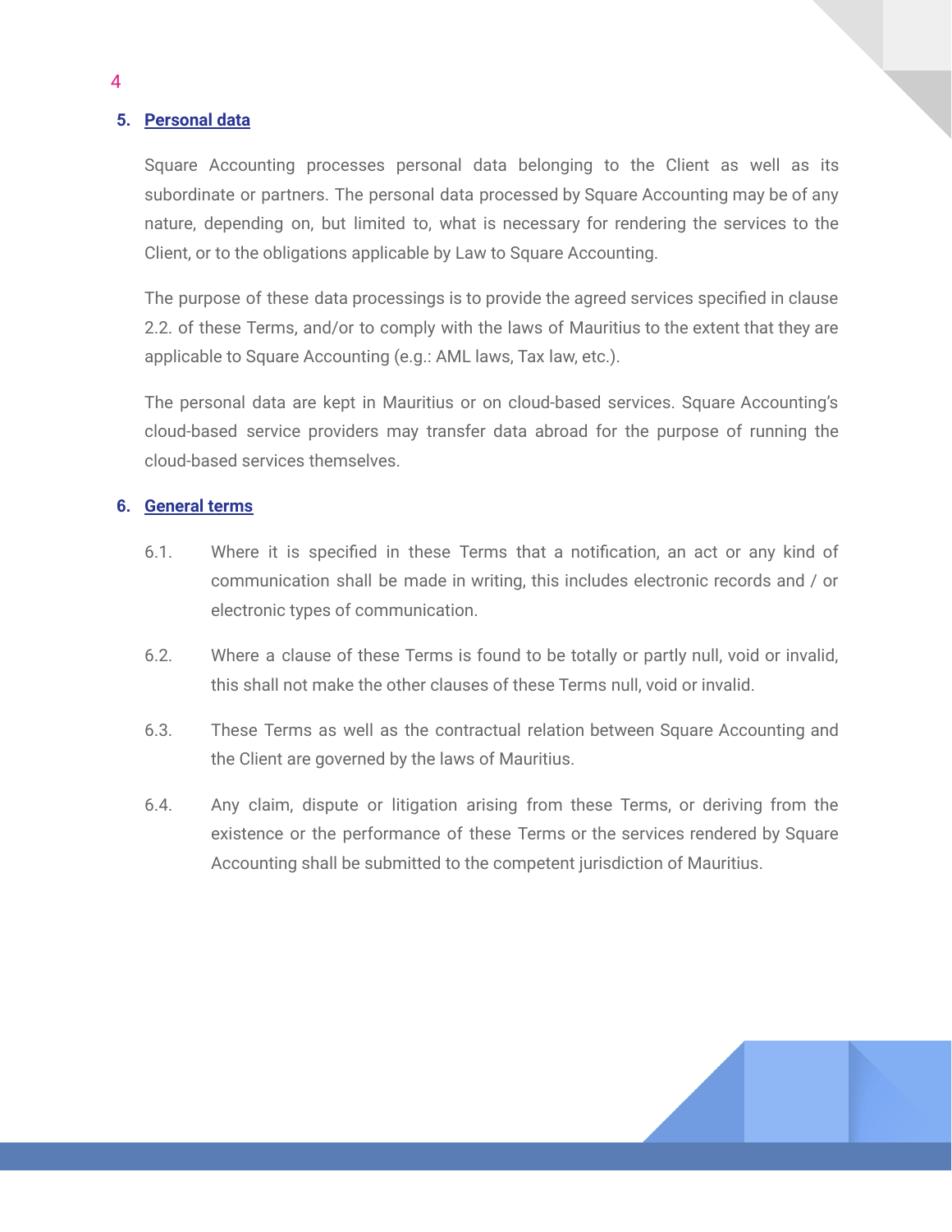## 5. Personal data

Square Accounting processes personal data belonging to the Client as well as its subordinate or partners. The personal data processed by Square Accounting may be of any nature, depending on, but limited to, what is necessary for rendering the services to the Client, or to the obligations applicable by Law to Square Accounting.

The purpose of these data processings is to provide the agreed services specified in clause 2.2. of these Terms, and/or to comply with the laws of Mauritius to the extent that they are applicable to Square Accounting (e.g.: AML laws, Tax law, etc.).

The personal data are kept in Mauritius or on cloud-based services. Square Accounting's cloud-based service providers may transfer data abroad for the purpose of running the cloud-based services themselves.

## 6. General terms

6.1. Where it is specified in these Terms that a notification, an act or any kind of communication shall be made in writing, this includes electronic records and / or electronic types of communication.

6.2. Where a clause of these Terms is found to be totally or partly null, void or invalid, this shall not make the other clauses of these Terms null, void or invalid.

6.3. These Terms as well as the contractual relation between Square Accounting and the Client are governed by the laws of Mauritius.

6.4. Any claim, dispute or litigation arising from these Terms, or deriving from the existence or the performance of these Terms or the services rendered by Square Accounting shall be submitted to the competent jurisdiction of Mauritius.